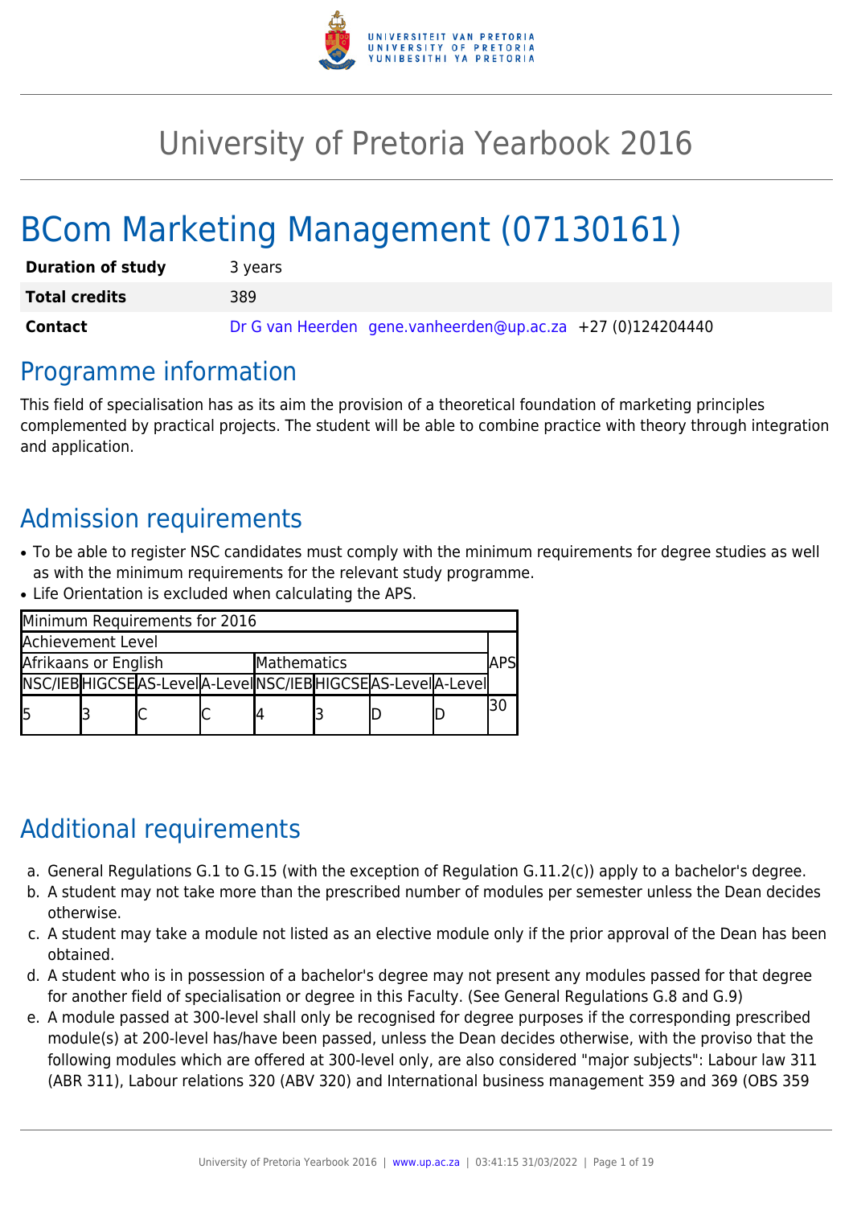# University of Pretoria Yearbook 2016

# BCom Marketing Management (07130161)

| | |
|---|---|
| **Duration of study** | 3 years |
| **Total credits** | 389 |
| **Contact** | Dr G van Heerden gene.vanheerden@up.ac.za +27 (0)124204440 |

## Programme information

This field of specialisation has as its aim the provision of a theoretical foundation of marketing principles complemented by practical projects. The student will be able to combine practice with theory through integration and application.

## Admission requirements

- To be able to register NSC candidates must comply with the minimum requirements for degree studies as well as with the minimum requirements for the relevant study programme.
- Life Orientation is excluded when calculating the APS.

| Minimum Requirements for 2016 | | | | | | | | |
|---|---|---|---|---|---|---|---|---|
| Achievement Level | | | | | | | | APS |
| Afrikaans or English | | | | Mathematics | | | | |
| NSC/IEB | HIGCSE | AS-Level | A-Level | NSC/IEB | HIGCSE | AS-Level | A-Level | |
| 5 | 3 | C | C | 4 | 3 | D | D | 30 |

## Additional requirements

a. General Regulations G.1 to G.15 (with the exception of Regulation G.11.2(c)) apply to a bachelor's degree.
b. A student may not take more than the prescribed number of modules per semester unless the Dean decides otherwise.
c. A student may take a module not listed as an elective module only if the prior approval of the Dean has been obtained.
d. A student who is in possession of a bachelor's degree may not present any modules passed for that degree for another field of specialisation or degree in this Faculty. (See General Regulations G.8 and G.9)
e. A module passed at 300-level shall only be recognised for degree purposes if the corresponding prescribed module(s) at 200-level has/have been passed, unless the Dean decides otherwise, with the proviso that the following modules which are offered at 300-level only, are also considered "major subjects": Labour law 311 (ABR 311), Labour relations 320 (ABV 320) and International business management 359 and 369 (OBS 359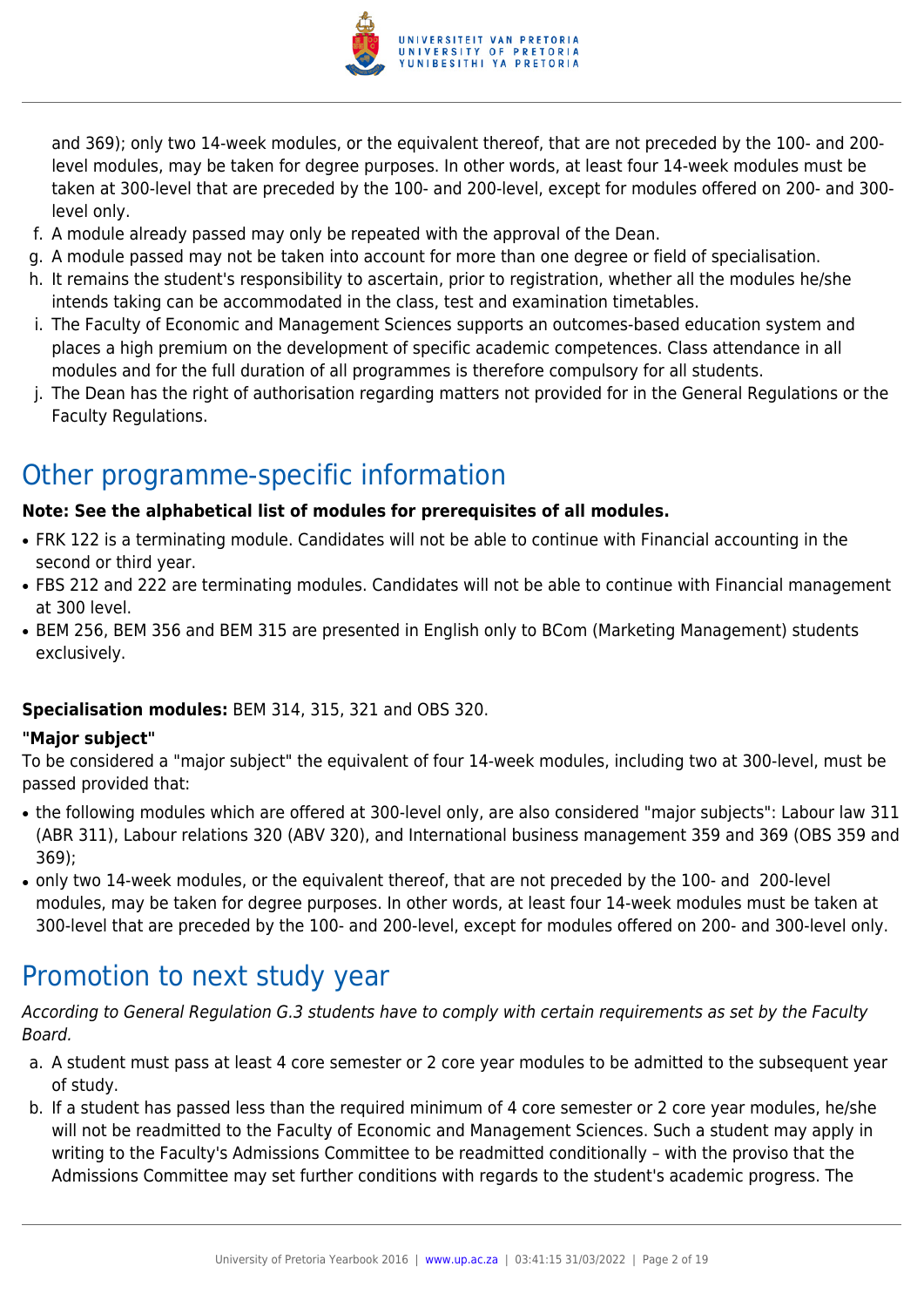and 369); only two 14-week modules, or the equivalent thereof, that are not preceded by the 100- and 200-level modules, may be taken for degree purposes. In other words, at least four 14-week modules must be taken at 300-level that are preceded by the 100- and 200-level, except for modules offered on 200- and 300-level only.

f. A module already passed may only be repeated with the approval of the Dean.
g. A module passed may not be taken into account for more than one degree or field of specialisation.
h. It remains the student's responsibility to ascertain, prior to registration, whether all the modules he/she intends taking can be accommodated in the class, test and examination timetables.
i. The Faculty of Economic and Management Sciences supports an outcomes-based education system and places a high premium on the development of specific academic competences. Class attendance in all modules and for the full duration of all programmes is therefore compulsory for all students.
j. The Dean has the right of authorisation regarding matters not provided for in the General Regulations or the Faculty Regulations.

# Other programme-specific information

**Note: See the alphabetical list of modules for prerequisites of all modules.**

- FRK 122 is a terminating module. Candidates will not be able to continue with Financial accounting in the second or third year.
- FBS 212 and 222 are terminating modules. Candidates will not be able to continue with Financial management at 300 level.
- BEM 256, BEM 356 and BEM 315 are presented in English only to BCom (Marketing Management) students exclusively.

**Specialisation modules:** BEM 314, 315, 321 and OBS 320.

**"Major subject"**

To be considered a "major subject" the equivalent of four 14-week modules, including two at 300-level, must be passed provided that:

- the following modules which are offered at 300-level only, are also considered "major subjects": Labour law 311 (ABR 311), Labour relations 320 (ABV 320), and International business management 359 and 369 (OBS 359 and 369);
- only two 14-week modules, or the equivalent thereof, that are not preceded by the 100- and 200-level modules, may be taken for degree purposes. In other words, at least four 14-week modules must be taken at 300-level that are preceded by the 100- and 200-level, except for modules offered on 200- and 300-level only.

# Promotion to next study year

*According to General Regulation G.3 students have to comply with certain requirements as set by the Faculty Board.*

a. A student must pass at least 4 core semester or 2 core year modules to be admitted to the subsequent year of study.
b. If a student has passed less than the required minimum of 4 core semester or 2 core year modules, he/she will not be readmitted to the Faculty of Economic and Management Sciences. Such a student may apply in writing to the Faculty's Admissions Committee to be readmitted conditionally – with the proviso that the Admissions Committee may set further conditions with regards to the student's academic progress. The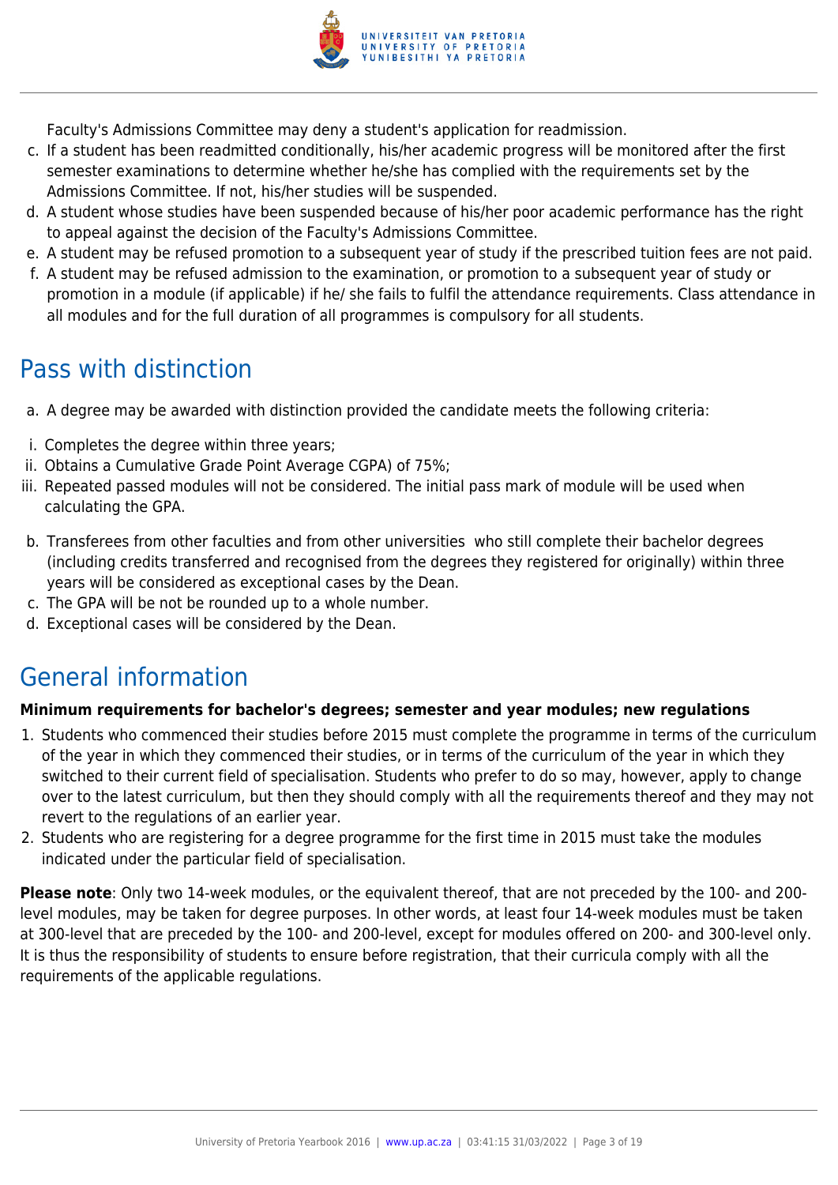Faculty's Admissions Committee may deny a student's application for readmission.

c. If a student has been readmitted conditionally, his/her academic progress will be monitored after the first semester examinations to determine whether he/she has complied with the requirements set by the Admissions Committee. If not, his/her studies will be suspended.
d. A student whose studies have been suspended because of his/her poor academic performance has the right to appeal against the decision of the Faculty's Admissions Committee.
e. A student may be refused promotion to a subsequent year of study if the prescribed tuition fees are not paid.
f. A student may be refused admission to the examination, or promotion to a subsequent year of study or promotion in a module (if applicable) if he/ she fails to fulfil the attendance requirements. Class attendance in all modules and for the full duration of all programmes is compulsory for all students.

## Pass with distinction

a. A degree may be awarded with distinction provided the candidate meets the following criteria:

i. Completes the degree within three years;
ii. Obtains a Cumulative Grade Point Average CGPA) of 75%;
iii. Repeated passed modules will not be considered. The initial pass mark of module will be used when calculating the GPA.

b. Transferees from other faculties and from other universities who still complete their bachelor degrees (including credits transferred and recognised from the degrees they registered for originally) within three years will be considered as exceptional cases by the Dean.
c. The GPA will be not be rounded up to a whole number.
d. Exceptional cases will be considered by the Dean.

## General information

**Minimum requirements for bachelor's degrees; semester and year modules; new regulations**

1. Students who commenced their studies before 2015 must complete the programme in terms of the curriculum of the year in which they commenced their studies, or in terms of the curriculum of the year in which they switched to their current field of specialisation. Students who prefer to do so may, however, apply to change over to the latest curriculum, but then they should comply with all the requirements thereof and they may not revert to the regulations of an earlier year.
2. Students who are registering for a degree programme for the first time in 2015 must take the modules indicated under the particular field of specialisation.

**Please note**: Only two 14-week modules, or the equivalent thereof, that are not preceded by the 100- and 200-level modules, may be taken for degree purposes. In other words, at least four 14-week modules must be taken at 300-level that are preceded by the 100- and 200-level, except for modules offered on 200- and 300-level only. It is thus the responsibility of students to ensure before registration, that their curricula comply with all the requirements of the applicable regulations.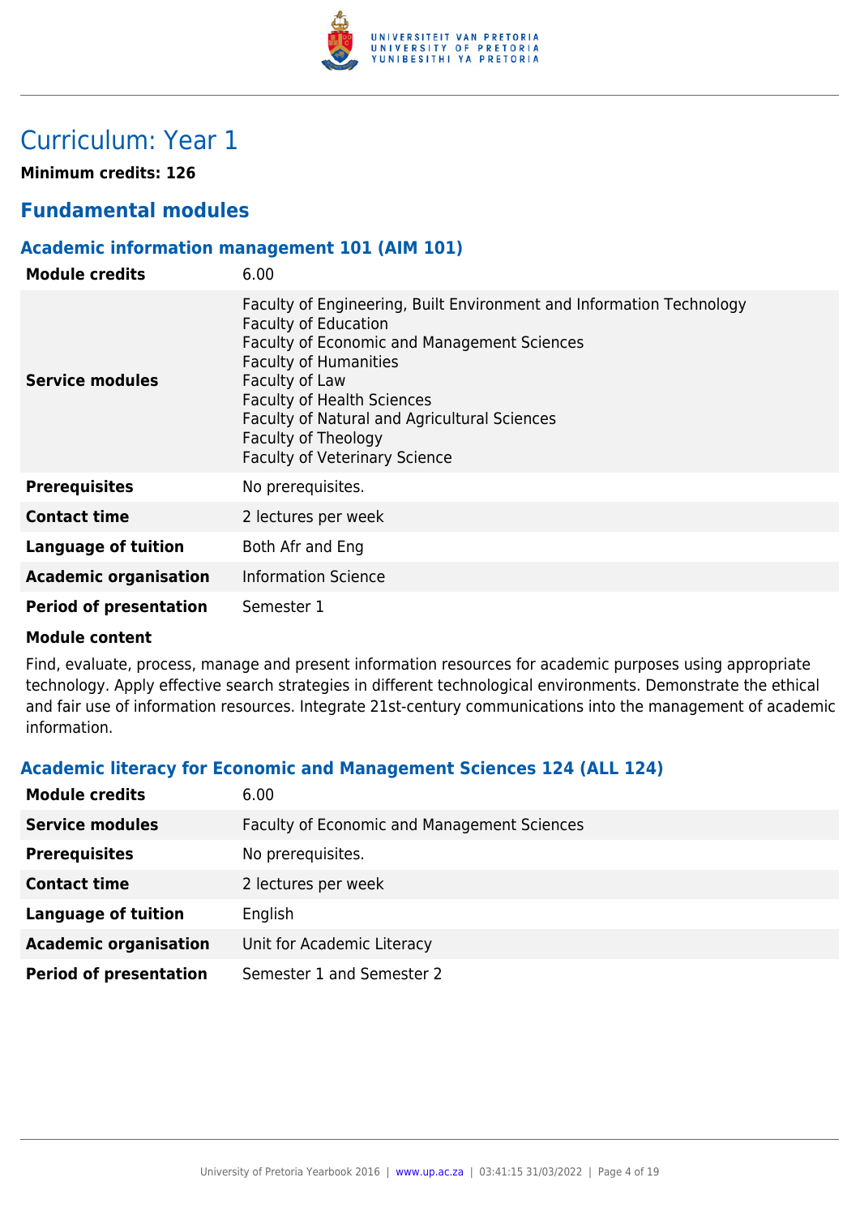# Curriculum: Year 1

**Minimum credits: 126**

## Fundamental modules

### Academic information management 101 (AIM 101)

| | |
|---|---|
| **Module credits** | 6.00 |
| **Service modules** | Faculty of Engineering, Built Environment and Information Technology<br>Faculty of Education<br>Faculty of Economic and Management Sciences<br>Faculty of Humanities<br>Faculty of Law<br>Faculty of Health Sciences<br>Faculty of Natural and Agricultural Sciences<br>Faculty of Theology<br>Faculty of Veterinary Science |
| **Prerequisites** | No prerequisites. |
| **Contact time** | 2 lectures per week |
| **Language of tuition** | Both Afr and Eng |
| **Academic organisation** | Information Science |
| **Period of presentation** | Semester 1 |

**Module content**

Find, evaluate, process, manage and present information resources for academic purposes using appropriate technology. Apply effective search strategies in different technological environments. Demonstrate the ethical and fair use of information resources. Integrate 21st-century communications into the management of academic information.

### Academic literacy for Economic and Management Sciences 124 (ALL 124)

| | |
|---|---|
| **Module credits** | 6.00 |
| **Service modules** | Faculty of Economic and Management Sciences |
| **Prerequisites** | No prerequisites. |
| **Contact time** | 2 lectures per week |
| **Language of tuition** | English |
| **Academic organisation** | Unit for Academic Literacy |
| **Period of presentation** | Semester 1 and Semester 2 |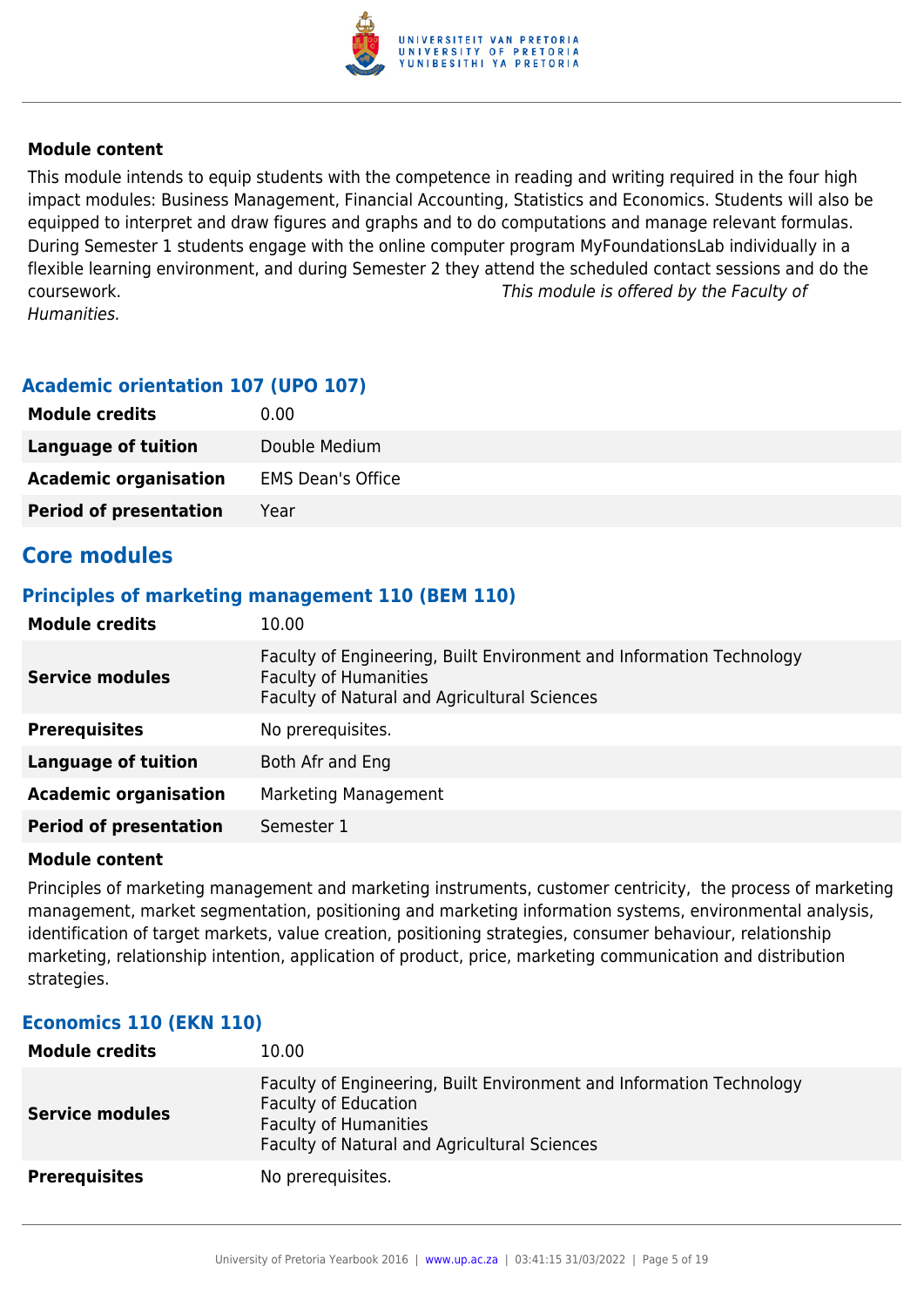**Module content**

This module intends to equip students with the competence in reading and writing required in the four high impact modules: Business Management, Financial Accounting, Statistics and Economics. Students will also be equipped to interpret and draw figures and graphs and to do computations and manage relevant formulas. During Semester 1 students engage with the online computer program MyFoundationsLab individually in a flexible learning environment, and during Semester 2 they attend the scheduled contact sessions and do the coursework. *This module is offered by the Faculty of Humanities.*

### Academic orientation 107 (UPO 107)

| | |
|---|---|
| **Module credits** | 0.00 |
| **Language of tuition** | Double Medium |
| **Academic organisation** | EMS Dean's Office |
| **Period of presentation** | Year |

## Core modules

### Principles of marketing management 110 (BEM 110)

| | |
|---|---|
| **Module credits** | 10.00 |
| **Service modules** | Faculty of Engineering, Built Environment and Information Technology<br>Faculty of Humanities<br>Faculty of Natural and Agricultural Sciences |
| **Prerequisites** | No prerequisites. |
| **Language of tuition** | Both Afr and Eng |
| **Academic organisation** | Marketing Management |
| **Period of presentation** | Semester 1 |

**Module content**

Principles of marketing management and marketing instruments, customer centricity, the process of marketing management, market segmentation, positioning and marketing information systems, environmental analysis, identification of target markets, value creation, positioning strategies, consumer behaviour, relationship marketing, relationship intention, application of product, price, marketing communication and distribution strategies.

### Economics 110 (EKN 110)

| | |
|---|---|
| **Module credits** | 10.00 |
| **Service modules** | Faculty of Engineering, Built Environment and Information Technology<br>Faculty of Education<br>Faculty of Humanities<br>Faculty of Natural and Agricultural Sciences |
| **Prerequisites** | No prerequisites. |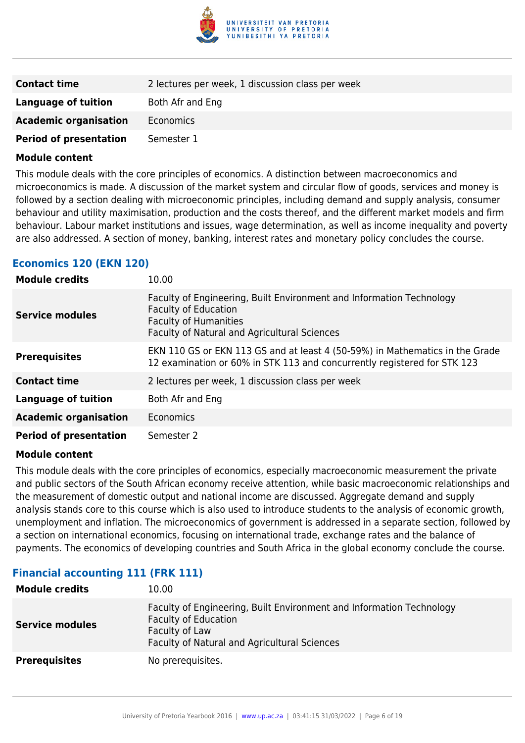| | |
|---|---|
| **Contact time** | 2 lectures per week, 1 discussion class per week |
| **Language of tuition** | Both Afr and Eng |
| **Academic organisation** | Economics |
| **Period of presentation** | Semester 1 |

**Module content**

This module deals with the core principles of economics. A distinction between macroeconomics and microeconomics is made. A discussion of the market system and circular flow of goods, services and money is followed by a section dealing with microeconomic principles, including demand and supply analysis, consumer behaviour and utility maximisation, production and the costs thereof, and the different market models and firm behaviour. Labour market institutions and issues, wage determination, as well as income inequality and poverty are also addressed. A section of money, banking, interest rates and monetary policy concludes the course.

### Economics 120 (EKN 120)

| | |
|---|---|
| **Module credits** | 10.00 |
| **Service modules** | Faculty of Engineering, Built Environment and Information Technology<br>Faculty of Education<br>Faculty of Humanities<br>Faculty of Natural and Agricultural Sciences |
| **Prerequisites** | EKN 110 GS or EKN 113 GS and at least 4 (50-59%) in Mathematics in the Grade 12 examination or 60% in STK 113 and concurrently registered for STK 123 |
| **Contact time** | 2 lectures per week, 1 discussion class per week |
| **Language of tuition** | Both Afr and Eng |
| **Academic organisation** | Economics |
| **Period of presentation** | Semester 2 |

**Module content**

This module deals with the core principles of economics, especially macroeconomic measurement the private and public sectors of the South African economy receive attention, while basic macroeconomic relationships and the measurement of domestic output and national income are discussed. Aggregate demand and supply analysis stands core to this course which is also used to introduce students to the analysis of economic growth, unemployment and inflation. The microeconomics of government is addressed in a separate section, followed by a section on international economics, focusing on international trade, exchange rates and the balance of payments. The economics of developing countries and South Africa in the global economy conclude the course.

### Financial accounting 111 (FRK 111)

| | |
|---|---|
| **Module credits** | 10.00 |
| **Service modules** | Faculty of Engineering, Built Environment and Information Technology<br>Faculty of Education<br>Faculty of Law<br>Faculty of Natural and Agricultural Sciences |
| **Prerequisites** | No prerequisites. |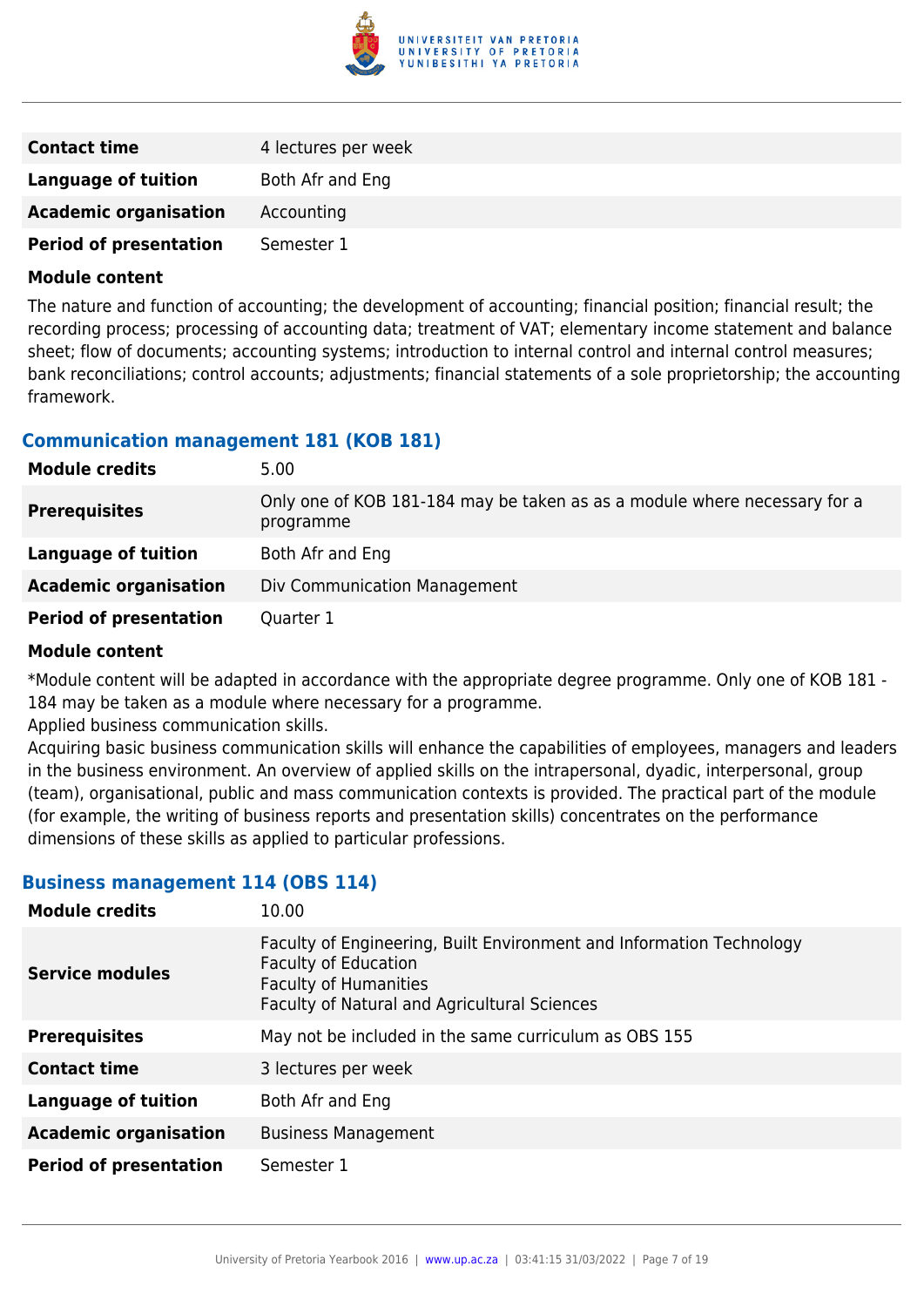| | |
|---|---|
| **Contact time** | 4 lectures per week |
| **Language of tuition** | Both Afr and Eng |
| **Academic organisation** | Accounting |
| **Period of presentation** | Semester 1 |

**Module content**

The nature and function of accounting; the development of accounting; financial position; financial result; the recording process; processing of accounting data; treatment of VAT; elementary income statement and balance sheet; flow of documents; accounting systems; introduction to internal control and internal control measures; bank reconciliations; control accounts; adjustments; financial statements of a sole proprietorship; the accounting framework.

### Communication management 181 (KOB 181)

| | |
|---|---|
| **Module credits** | 5.00 |
| **Prerequisites** | Only one of KOB 181-184 may be taken as as a module where necessary for a programme |
| **Language of tuition** | Both Afr and Eng |
| **Academic organisation** | Div Communication Management |
| **Period of presentation** | Quarter 1 |

**Module content**

*Module content will be adapted in accordance with the appropriate degree programme. Only one of KOB 181 - 184 may be taken as a module where necessary for a programme.

Applied business communication skills.

Acquiring basic business communication skills will enhance the capabilities of employees, managers and leaders in the business environment. An overview of applied skills on the intrapersonal, dyadic, interpersonal, group (team), organisational, public and mass communication contexts is provided. The practical part of the module (for example, the writing of business reports and presentation skills) concentrates on the performance dimensions of these skills as applied to particular professions.

### Business management 114 (OBS 114)

| | |
|---|---|
| **Module credits** | 10.00 |
| **Service modules** | Faculty of Engineering, Built Environment and Information Technology<br>Faculty of Education<br>Faculty of Humanities<br>Faculty of Natural and Agricultural Sciences |
| **Prerequisites** | May not be included in the same curriculum as OBS 155 |
| **Contact time** | 3 lectures per week |
| **Language of tuition** | Both Afr and Eng |
| **Academic organisation** | Business Management |
| **Period of presentation** | Semester 1 |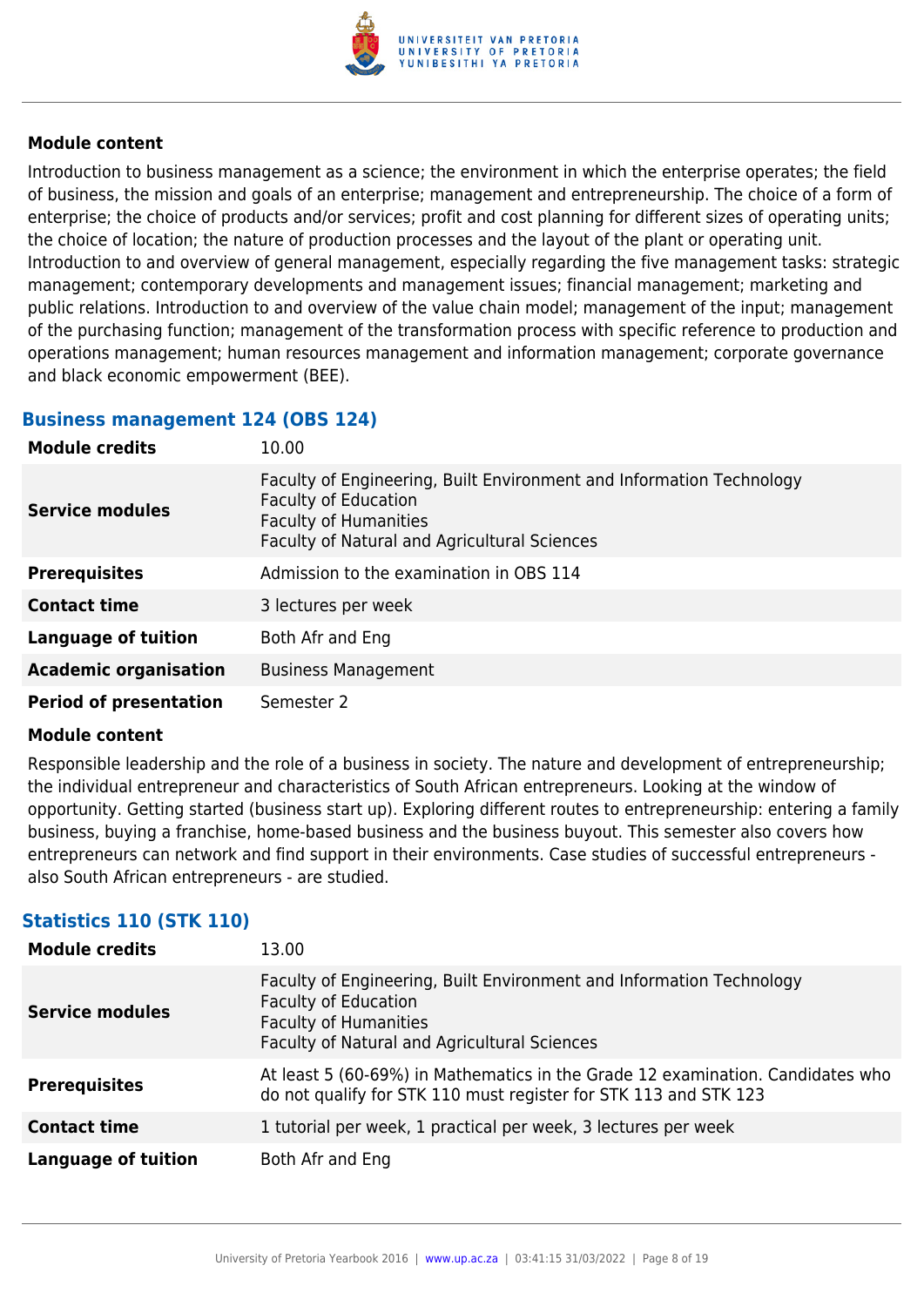#### Module content

Introduction to business management as a science; the environment in which the enterprise operates; the field of business, the mission and goals of an enterprise; management and entrepreneurship. The choice of a form of enterprise; the choice of products and/or services; profit and cost planning for different sizes of operating units; the choice of location; the nature of production processes and the layout of the plant or operating unit. Introduction to and overview of general management, especially regarding the five management tasks: strategic management; contemporary developments and management issues; financial management; marketing and public relations. Introduction to and overview of the value chain model; management of the input; management of the purchasing function; management of the transformation process with specific reference to production and operations management; human resources management and information management; corporate governance and black economic empowerment (BEE).

### Business management 124 (OBS 124)

| | |
|---|---|
| **Module credits** | 10.00 |
| **Service modules** | Faculty of Engineering, Built Environment and Information Technology<br>Faculty of Education<br>Faculty of Humanities<br>Faculty of Natural and Agricultural Sciences |
| **Prerequisites** | Admission to the examination in OBS 114 |
| **Contact time** | 3 lectures per week |
| **Language of tuition** | Both Afr and Eng |
| **Academic organisation** | Business Management |
| **Period of presentation** | Semester 2 |

#### Module content

Responsible leadership and the role of a business in society. The nature and development of entrepreneurship; the individual entrepreneur and characteristics of South African entrepreneurs. Looking at the window of opportunity. Getting started (business start up). Exploring different routes to entrepreneurship: entering a family business, buying a franchise, home-based business and the business buyout. This semester also covers how entrepreneurs can network and find support in their environments. Case studies of successful entrepreneurs - also South African entrepreneurs - are studied.

### Statistics 110 (STK 110)

| | |
|---|---|
| **Module credits** | 13.00 |
| **Service modules** | Faculty of Engineering, Built Environment and Information Technology<br>Faculty of Education<br>Faculty of Humanities<br>Faculty of Natural and Agricultural Sciences |
| **Prerequisites** | At least 5 (60-69%) in Mathematics in the Grade 12 examination. Candidates who do not qualify for STK 110 must register for STK 113 and STK 123 |
| **Contact time** | 1 tutorial per week, 1 practical per week, 3 lectures per week |
| **Language of tuition** | Both Afr and Eng |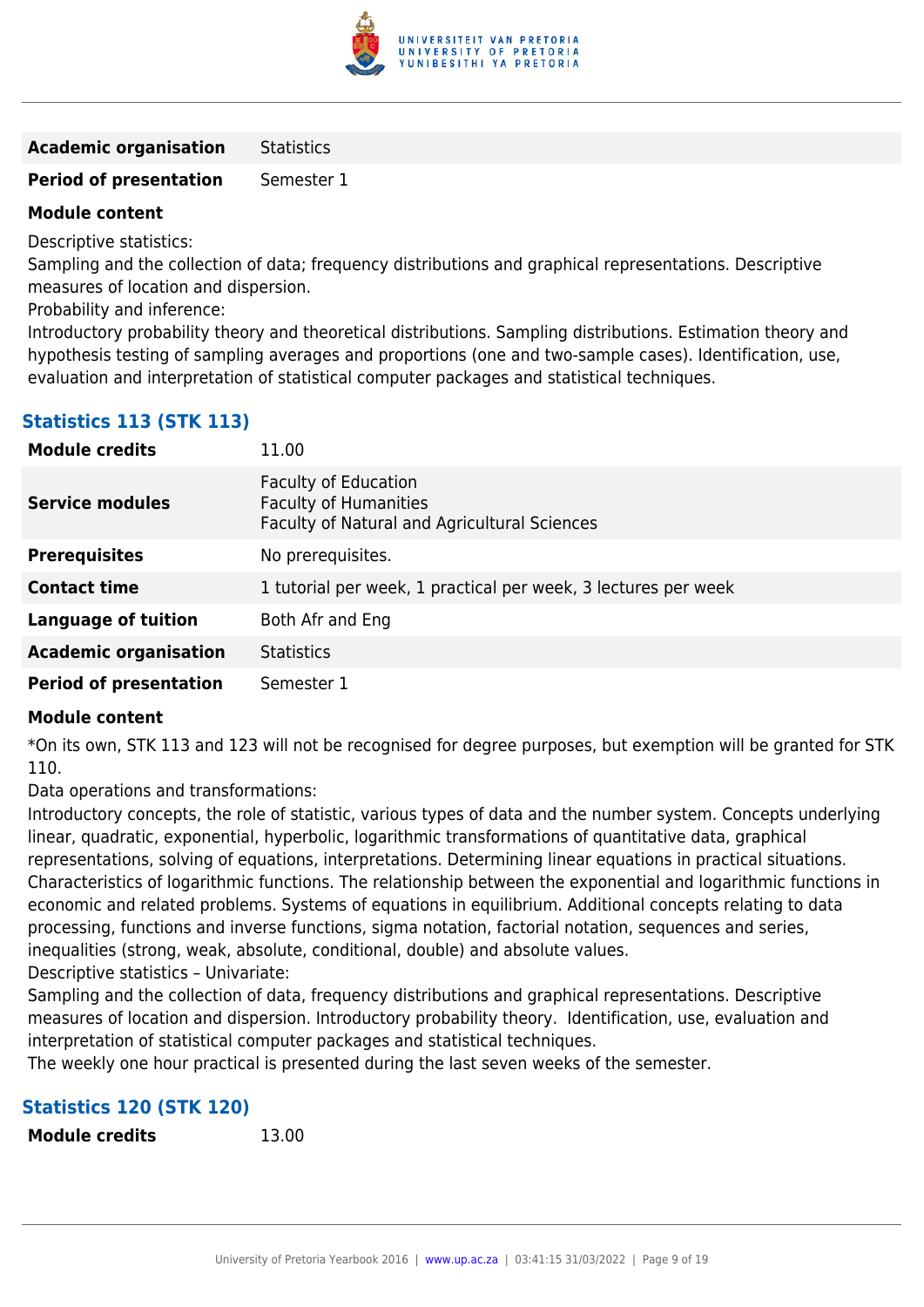| | |
|---|---|
| **Academic organisation** | Statistics |
| **Period of presentation** | Semester 1 |

**Module content**

Descriptive statistics:

Sampling and the collection of data; frequency distributions and graphical representations. Descriptive measures of location and dispersion.

Probability and inference:

Introductory probability theory and theoretical distributions. Sampling distributions. Estimation theory and hypothesis testing of sampling averages and proportions (one and two-sample cases). Identification, use, evaluation and interpretation of statistical computer packages and statistical techniques.

### Statistics 113 (STK 113)

| | |
|---|---|
| **Module credits** | 11.00 |
| **Service modules** | Faculty of Education<br>Faculty of Humanities<br>Faculty of Natural and Agricultural Sciences |
| **Prerequisites** | No prerequisites. |
| **Contact time** | 1 tutorial per week, 1 practical per week, 3 lectures per week |
| **Language of tuition** | Both Afr and Eng |
| **Academic organisation** | Statistics |
| **Period of presentation** | Semester 1 |

**Module content**

*On its own, STK 113 and 123 will not be recognised for degree purposes, but exemption will be granted for STK 110.

Data operations and transformations:

Introductory concepts, the role of statistic, various types of data and the number system. Concepts underlying linear, quadratic, exponential, hyperbolic, logarithmic transformations of quantitative data, graphical representations, solving of equations, interpretations. Determining linear equations in practical situations. Characteristics of logarithmic functions. The relationship between the exponential and logarithmic functions in economic and related problems. Systems of equations in equilibrium. Additional concepts relating to data processing, functions and inverse functions, sigma notation, factorial notation, sequences and series, inequalities (strong, weak, absolute, conditional, double) and absolute values.

Descriptive statistics – Univariate:

Sampling and the collection of data, frequency distributions and graphical representations. Descriptive measures of location and dispersion. Introductory probability theory. Identification, use, evaluation and interpretation of statistical computer packages and statistical techniques.

The weekly one hour practical is presented during the last seven weeks of the semester.

### Statistics 120 (STK 120)

| | |
|---|---|
| **Module credits** | 13.00 |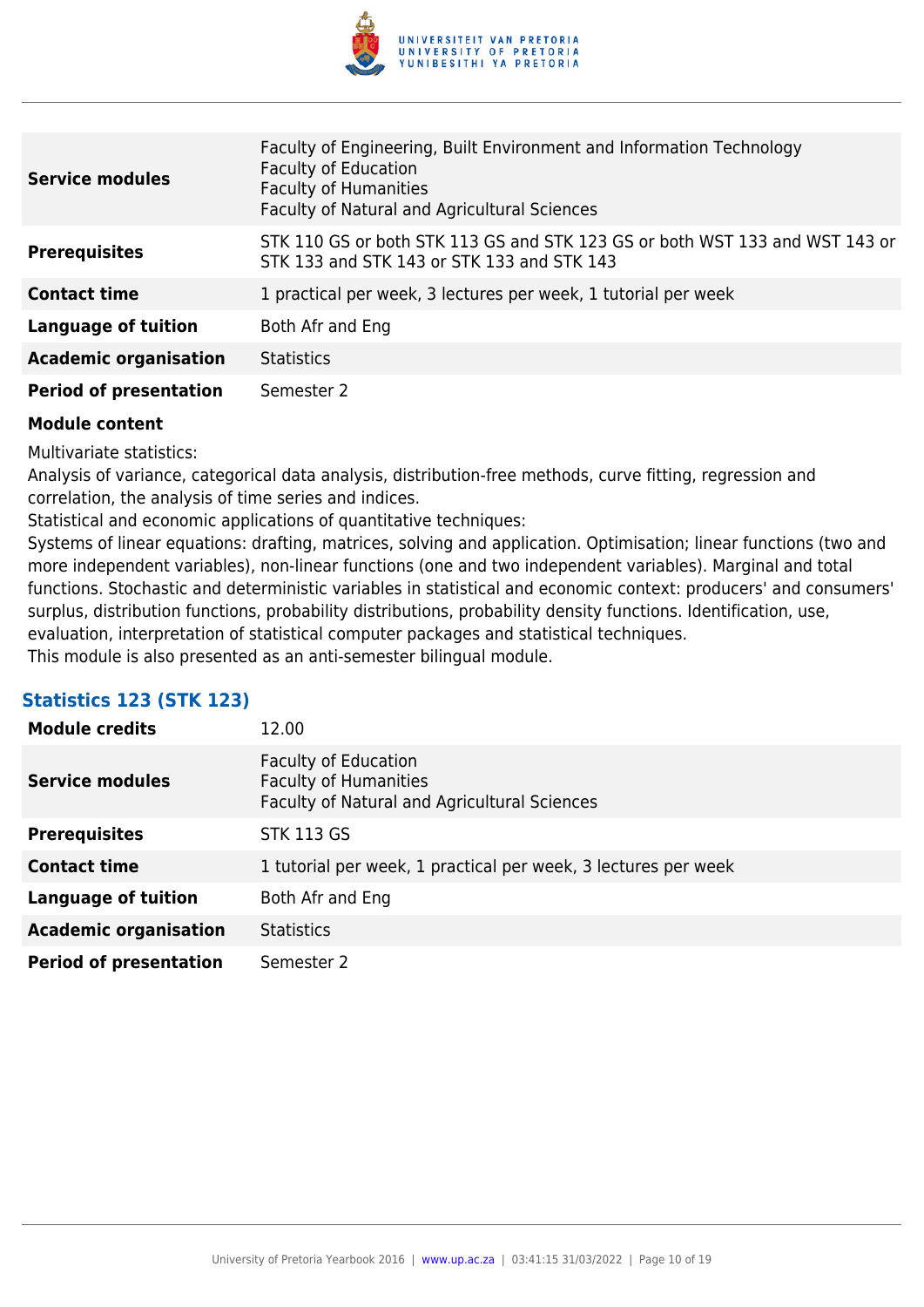| | |
|---|---|
| **Service modules** | Faculty of Engineering, Built Environment and Information Technology<br>Faculty of Education<br>Faculty of Humanities<br>Faculty of Natural and Agricultural Sciences |
| **Prerequisites** | STK 110 GS or both STK 113 GS and STK 123 GS or both WST 133 and WST 143 or STK 133 and STK 143 or STK 133 and STK 143 |
| **Contact time** | 1 practical per week, 3 lectures per week, 1 tutorial per week |
| **Language of tuition** | Both Afr and Eng |
| **Academic organisation** | Statistics |
| **Period of presentation** | Semester 2 |

**Module content**

Multivariate statistics:
Analysis of variance, categorical data analysis, distribution-free methods, curve fitting, regression and correlation, the analysis of time series and indices.
Statistical and economic applications of quantitative techniques:
Systems of linear equations: drafting, matrices, solving and application. Optimisation; linear functions (two and more independent variables), non-linear functions (one and two independent variables). Marginal and total functions. Stochastic and deterministic variables in statistical and economic context: producers' and consumers' surplus, distribution functions, probability distributions, probability density functions. Identification, use, evaluation, interpretation of statistical computer packages and statistical techniques.
This module is also presented as an anti-semester bilingual module.

### Statistics 123 (STK 123)

| | |
|---|---|
| **Module credits** | 12.00 |
| **Service modules** | Faculty of Education<br>Faculty of Humanities<br>Faculty of Natural and Agricultural Sciences |
| **Prerequisites** | STK 113 GS |
| **Contact time** | 1 tutorial per week, 1 practical per week, 3 lectures per week |
| **Language of tuition** | Both Afr and Eng |
| **Academic organisation** | Statistics |
| **Period of presentation** | Semester 2 |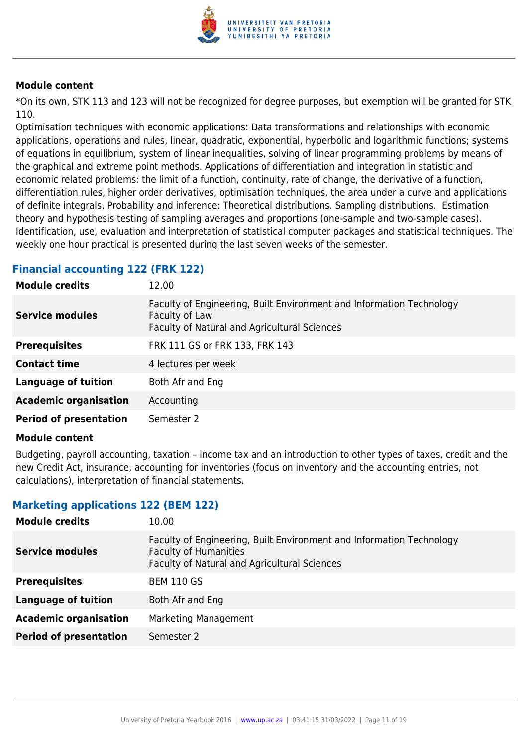#### Module content

*On its own, STK 113 and 123 will not be recognized for degree purposes, but exemption will be granted for STK 110.

Optimisation techniques with economic applications: Data transformations and relationships with economic applications, operations and rules, linear, quadratic, exponential, hyperbolic and logarithmic functions; systems of equations in equilibrium, system of linear inequalities, solving of linear programming problems by means of the graphical and extreme point methods. Applications of differentiation and integration in statistic and economic related problems: the limit of a function, continuity, rate of change, the derivative of a function, differentiation rules, higher order derivatives, optimisation techniques, the area under a curve and applications of definite integrals. Probability and inference: Theoretical distributions. Sampling distributions.  Estimation theory and hypothesis testing of sampling averages and proportions (one-sample and two-sample cases). Identification, use, evaluation and interpretation of statistical computer packages and statistical techniques. The weekly one hour practical is presented during the last seven weeks of the semester.

### Financial accounting 122 (FRK 122)

| | |
|---|---|
| **Module credits** | 12.00 |
| **Service modules** | Faculty of Engineering, Built Environment and Information Technology<br>Faculty of Law<br>Faculty of Natural and Agricultural Sciences |
| **Prerequisites** | FRK 111 GS or FRK 133, FRK 143 |
| **Contact time** | 4 lectures per week |
| **Language of tuition** | Both Afr and Eng |
| **Academic organisation** | Accounting |
| **Period of presentation** | Semester 2 |

#### Module content

Budgeting, payroll accounting, taxation – income tax and an introduction to other types of taxes, credit and the new Credit Act, insurance, accounting for inventories (focus on inventory and the accounting entries, not calculations), interpretation of financial statements.

### Marketing applications 122 (BEM 122)

| | |
|---|---|
| **Module credits** | 10.00 |
| **Service modules** | Faculty of Engineering, Built Environment and Information Technology<br>Faculty of Humanities<br>Faculty of Natural and Agricultural Sciences |
| **Prerequisites** | BEM 110 GS |
| **Language of tuition** | Both Afr and Eng |
| **Academic organisation** | Marketing Management |
| **Period of presentation** | Semester 2 |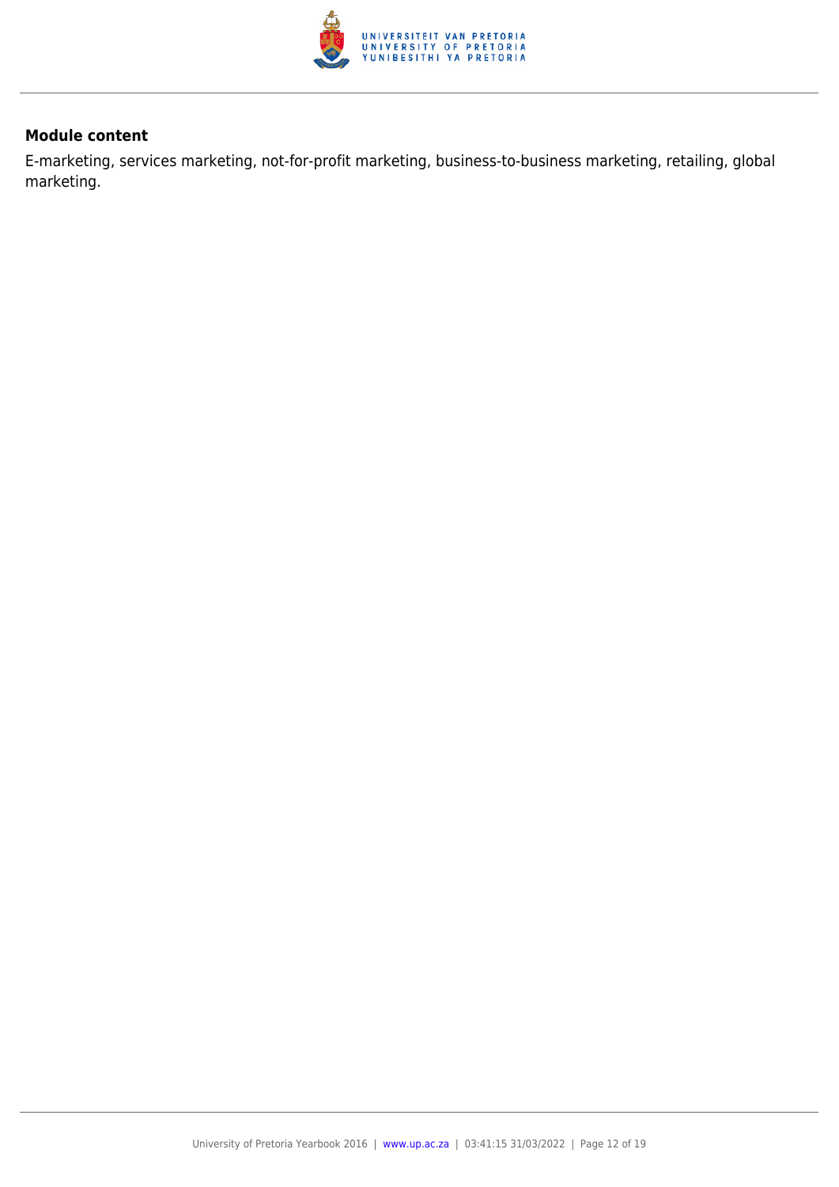**Module content**

E-marketing, services marketing, not-for-profit marketing, business-to-business marketing, retailing, global marketing.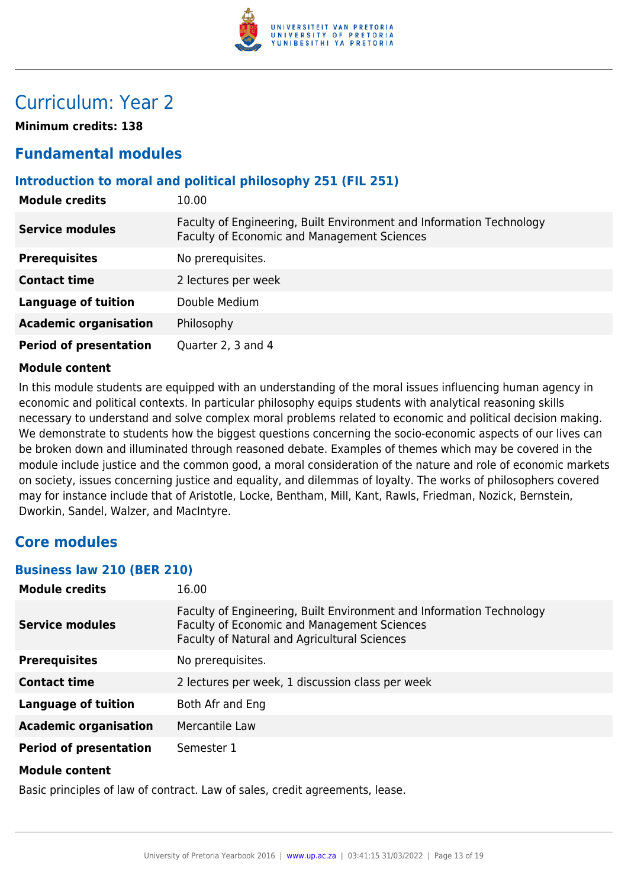# Curriculum: Year 2

**Minimum credits: 138**

## Fundamental modules

### Introduction to moral and political philosophy 251 (FIL 251)

| | |
|---|---|
| **Module credits** | 10.00 |
| **Service modules** | Faculty of Engineering, Built Environment and Information Technology<br>Faculty of Economic and Management Sciences |
| **Prerequisites** | No prerequisites. |
| **Contact time** | 2 lectures per week |
| **Language of tuition** | Double Medium |
| **Academic organisation** | Philosophy |
| **Period of presentation** | Quarter 2, 3 and 4 |

**Module content**

In this module students are equipped with an understanding of the moral issues influencing human agency in economic and political contexts. In particular philosophy equips students with analytical reasoning skills necessary to understand and solve complex moral problems related to economic and political decision making. We demonstrate to students how the biggest questions concerning the socio-economic aspects of our lives can be broken down and illuminated through reasoned debate. Examples of themes which may be covered in the module include justice and the common good, a moral consideration of the nature and role of economic markets on society, issues concerning justice and equality, and dilemmas of loyalty. The works of philosophers covered may for instance include that of Aristotle, Locke, Bentham, Mill, Kant, Rawls, Friedman, Nozick, Bernstein, Dworkin, Sandel, Walzer, and MacIntyre.

## Core modules

### Business law 210 (BER 210)

| | |
|---|---|
| **Module credits** | 16.00 |
| **Service modules** | Faculty of Engineering, Built Environment and Information Technology<br>Faculty of Economic and Management Sciences<br>Faculty of Natural and Agricultural Sciences |
| **Prerequisites** | No prerequisites. |
| **Contact time** | 2 lectures per week, 1 discussion class per week |
| **Language of tuition** | Both Afr and Eng |
| **Academic organisation** | Mercantile Law |
| **Period of presentation** | Semester 1 |

**Module content**

Basic principles of law of contract. Law of sales, credit agreements, lease.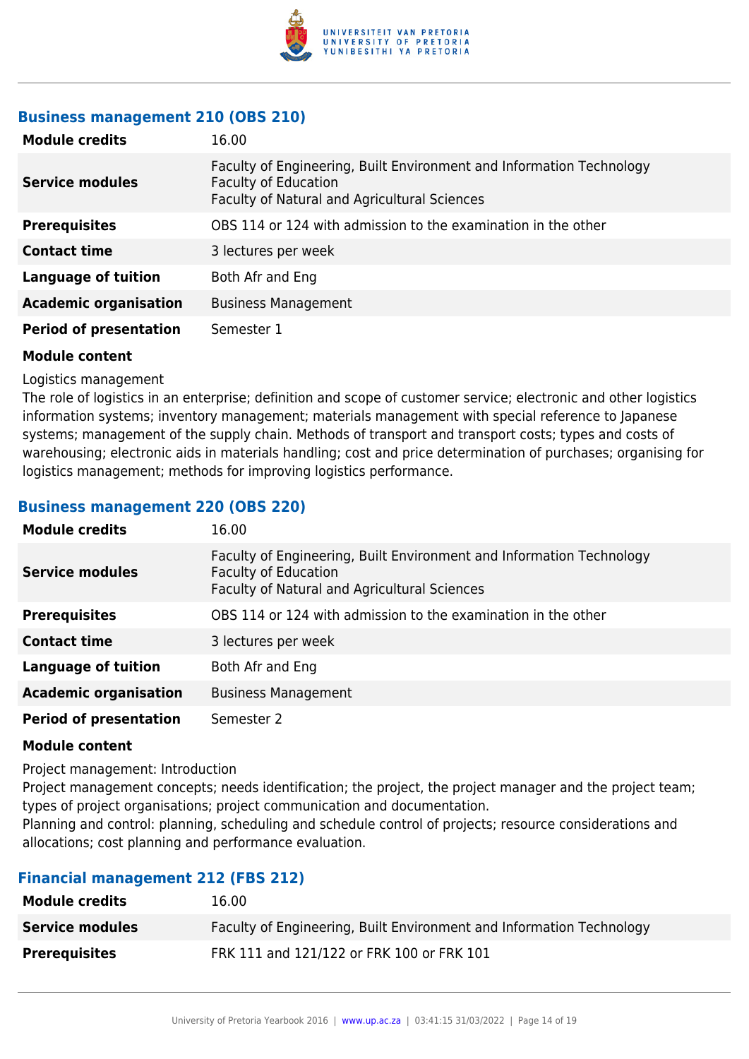### Business management 210 (OBS 210)

| | |
|---|---|
| **Module credits** | 16.00 |
| **Service modules** | Faculty of Engineering, Built Environment and Information Technology<br>Faculty of Education<br>Faculty of Natural and Agricultural Sciences |
| **Prerequisites** | OBS 114 or 124 with admission to the examination in the other |
| **Contact time** | 3 lectures per week |
| **Language of tuition** | Both Afr and Eng |
| **Academic organisation** | Business Management |
| **Period of presentation** | Semester 1 |

**Module content**

Logistics management
The role of logistics in an enterprise; definition and scope of customer service; electronic and other logistics information systems; inventory management; materials management with special reference to Japanese systems; management of the supply chain. Methods of transport and transport costs; types and costs of warehousing; electronic aids in materials handling; cost and price determination of purchases; organising for logistics management; methods for improving logistics performance.

### Business management 220 (OBS 220)

| | |
|---|---|
| **Module credits** | 16.00 |
| **Service modules** | Faculty of Engineering, Built Environment and Information Technology<br>Faculty of Education<br>Faculty of Natural and Agricultural Sciences |
| **Prerequisites** | OBS 114 or 124 with admission to the examination in the other |
| **Contact time** | 3 lectures per week |
| **Language of tuition** | Both Afr and Eng |
| **Academic organisation** | Business Management |
| **Period of presentation** | Semester 2 |

**Module content**

Project management: Introduction
Project management concepts; needs identification; the project, the project manager and the project team; types of project organisations; project communication and documentation.
Planning and control: planning, scheduling and schedule control of projects; resource considerations and allocations; cost planning and performance evaluation.

### Financial management 212 (FBS 212)

| | |
|---|---|
| **Module credits** | 16.00 |
| **Service modules** | Faculty of Engineering, Built Environment and Information Technology |
| **Prerequisites** | FRK 111 and 121/122 or FRK 100 or FRK 101 |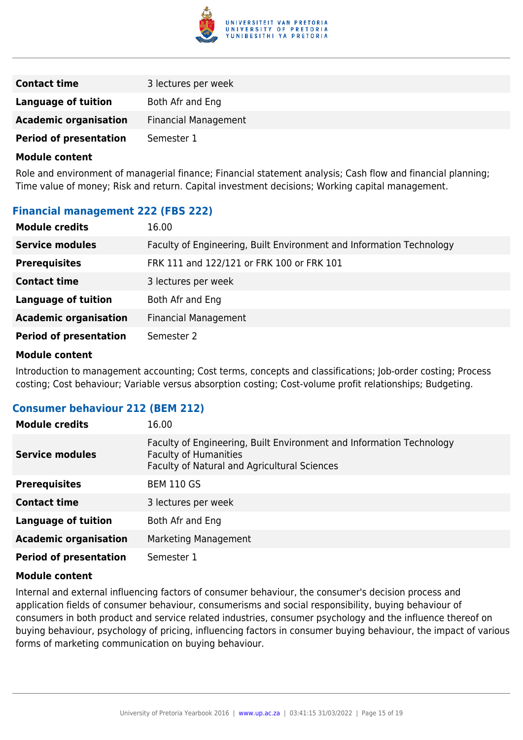| | |
|---|---|
| **Contact time** | 3 lectures per week |
| **Language of tuition** | Both Afr and Eng |
| **Academic organisation** | Financial Management |
| **Period of presentation** | Semester 1 |

**Module content**

Role and environment of managerial finance; Financial statement analysis; Cash flow and financial planning; Time value of money; Risk and return. Capital investment decisions; Working capital management.

### Financial management 222 (FBS 222)

| | |
|---|---|
| **Module credits** | 16.00 |
| **Service modules** | Faculty of Engineering, Built Environment and Information Technology |
| **Prerequisites** | FRK 111 and 122/121 or FRK 100 or FRK 101 |
| **Contact time** | 3 lectures per week |
| **Language of tuition** | Both Afr and Eng |
| **Academic organisation** | Financial Management |
| **Period of presentation** | Semester 2 |

**Module content**

Introduction to management accounting; Cost terms, concepts and classifications; Job-order costing; Process costing; Cost behaviour; Variable versus absorption costing; Cost-volume profit relationships; Budgeting.

### Consumer behaviour 212 (BEM 212)

| | |
|---|---|
| **Module credits** | 16.00 |
| **Service modules** | Faculty of Engineering, Built Environment and Information Technology<br>Faculty of Humanities<br>Faculty of Natural and Agricultural Sciences |
| **Prerequisites** | BEM 110 GS |
| **Contact time** | 3 lectures per week |
| **Language of tuition** | Both Afr and Eng |
| **Academic organisation** | Marketing Management |
| **Period of presentation** | Semester 1 |

**Module content**

Internal and external influencing factors of consumer behaviour, the consumer's decision process and application fields of consumer behaviour, consumerisms and social responsibility, buying behaviour of consumers in both product and service related industries, consumer psychology and the influence thereof on buying behaviour, psychology of pricing, influencing factors in consumer buying behaviour, the impact of various forms of marketing communication on buying behaviour.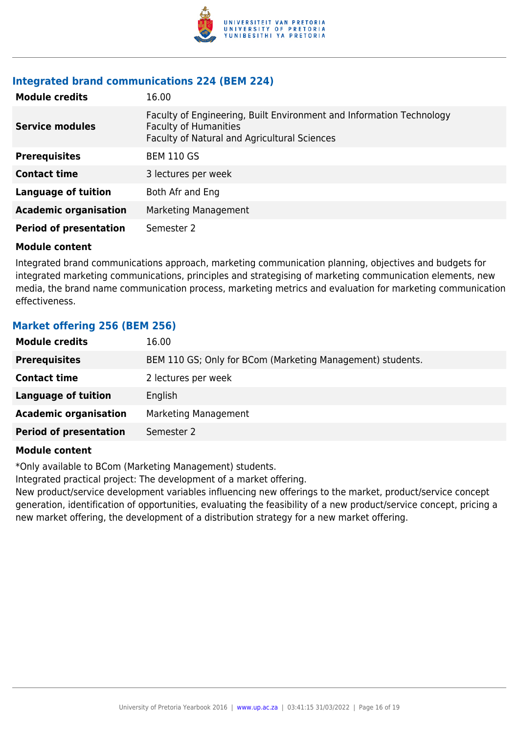### Integrated brand communications 224 (BEM 224)

| | |
|---|---|
| **Module credits** | 16.00 |
| **Service modules** | Faculty of Engineering, Built Environment and Information Technology<br>Faculty of Humanities<br>Faculty of Natural and Agricultural Sciences |
| **Prerequisites** | BEM 110 GS |
| **Contact time** | 3 lectures per week |
| **Language of tuition** | Both Afr and Eng |
| **Academic organisation** | Marketing Management |
| **Period of presentation** | Semester 2 |

**Module content**

Integrated brand communications approach, marketing communication planning, objectives and budgets for integrated marketing communications, principles and strategising of marketing communication elements, new media, the brand name communication process, marketing metrics and evaluation for marketing communication effectiveness.

### Market offering 256 (BEM 256)

| | |
|---|---|
| **Module credits** | 16.00 |
| **Prerequisites** | BEM 110 GS; Only for BCom (Marketing Management) students. |
| **Contact time** | 2 lectures per week |
| **Language of tuition** | English |
| **Academic organisation** | Marketing Management |
| **Period of presentation** | Semester 2 |

**Module content**

*Only available to BCom (Marketing Management) students.

Integrated practical project: The development of a market offering.

New product/service development variables influencing new offerings to the market, product/service concept generation, identification of opportunities, evaluating the feasibility of a new product/service concept, pricing a new market offering, the development of a distribution strategy for a new market offering.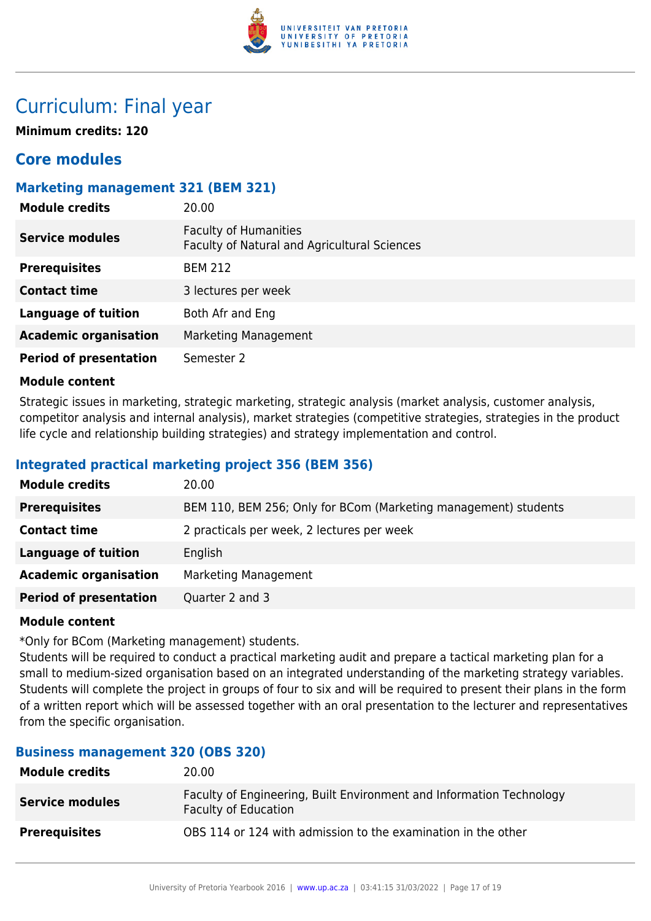# Curriculum: Final year

**Minimum credits: 120**

## Core modules

### Marketing management 321 (BEM 321)

| | |
|---|---|
| **Module credits** | 20.00 |
| **Service modules** | Faculty of Humanities<br>Faculty of Natural and Agricultural Sciences |
| **Prerequisites** | BEM 212 |
| **Contact time** | 3 lectures per week |
| **Language of tuition** | Both Afr and Eng |
| **Academic organisation** | Marketing Management |
| **Period of presentation** | Semester 2 |

**Module content**

Strategic issues in marketing, strategic marketing, strategic analysis (market analysis, customer analysis, competitor analysis and internal analysis), market strategies (competitive strategies, strategies in the product life cycle and relationship building strategies) and strategy implementation and control.

### Integrated practical marketing project 356 (BEM 356)

| | |
|---|---|
| **Module credits** | 20.00 |
| **Prerequisites** | BEM 110, BEM 256; Only for BCom (Marketing management) students |
| **Contact time** | 2 practicals per week, 2 lectures per week |
| **Language of tuition** | English |
| **Academic organisation** | Marketing Management |
| **Period of presentation** | Quarter 2 and 3 |

**Module content**

*Only for BCom (Marketing management) students.

Students will be required to conduct a practical marketing audit and prepare a tactical marketing plan for a small to medium-sized organisation based on an integrated understanding of the marketing strategy variables. Students will complete the project in groups of four to six and will be required to present their plans in the form of a written report which will be assessed together with an oral presentation to the lecturer and representatives from the specific organisation.

### Business management 320 (OBS 320)

| | |
|---|---|
| **Module credits** | 20.00 |
| **Service modules** | Faculty of Engineering, Built Environment and Information Technology<br>Faculty of Education |
| **Prerequisites** | OBS 114 or 124 with admission to the examination in the other |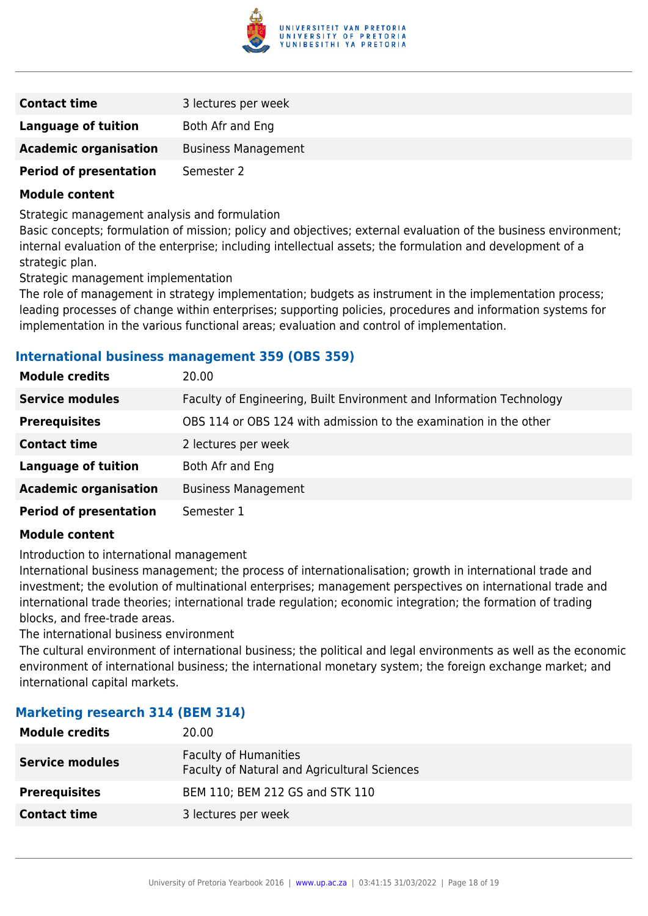| | |
|---|---|
| **Contact time** | 3 lectures per week |
| **Language of tuition** | Both Afr and Eng |
| **Academic organisation** | Business Management |
| **Period of presentation** | Semester 2 |

**Module content**

Strategic management analysis and formulation
Basic concepts; formulation of mission; policy and objectives; external evaluation of the business environment; internal evaluation of the enterprise; including intellectual assets; the formulation and development of a strategic plan.
Strategic management implementation
The role of management in strategy implementation; budgets as instrument in the implementation process; leading processes of change within enterprises; supporting policies, procedures and information systems for implementation in the various functional areas; evaluation and control of implementation.

### International business management 359 (OBS 359)

| | |
|---|---|
| **Module credits** | 20.00 |
| **Service modules** | Faculty of Engineering, Built Environment and Information Technology |
| **Prerequisites** | OBS 114 or OBS 124 with admission to the examination in the other |
| **Contact time** | 2 lectures per week |
| **Language of tuition** | Both Afr and Eng |
| **Academic organisation** | Business Management |
| **Period of presentation** | Semester 1 |

**Module content**

Introduction to international management
International business management; the process of internationalisation; growth in international trade and investment; the evolution of multinational enterprises; management perspectives on international trade and international trade theories; international trade regulation; economic integration; the formation of trading blocks, and free-trade areas.
The international business environment
The cultural environment of international business; the political and legal environments as well as the economic environment of international business; the international monetary system; the foreign exchange market; and international capital markets.

### Marketing research 314 (BEM 314)

| | |
|---|---|
| **Module credits** | 20.00 |
| **Service modules** | Faculty of Humanities<br>Faculty of Natural and Agricultural Sciences |
| **Prerequisites** | BEM 110; BEM 212 GS and STK 110 |
| **Contact time** | 3 lectures per week |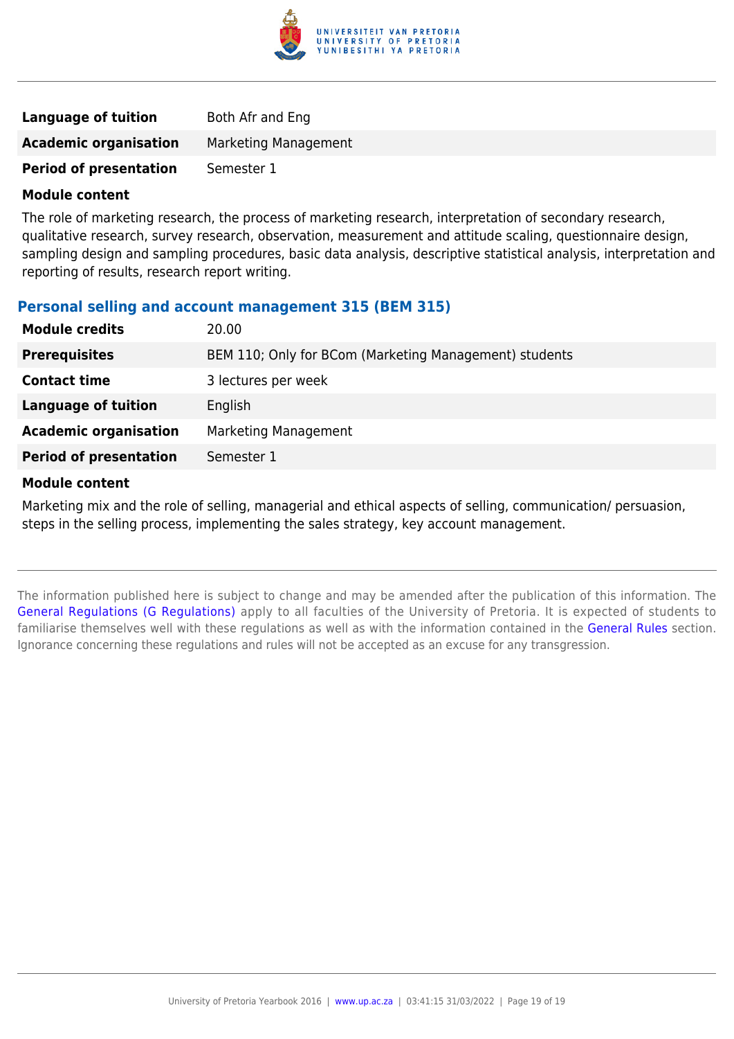| | |
|---|---|
| **Language of tuition** | Both Afr and Eng |
| **Academic organisation** | Marketing Management |
| **Period of presentation** | Semester 1 |

**Module content**

The role of marketing research, the process of marketing research, interpretation of secondary research, qualitative research, survey research, observation, measurement and attitude scaling, questionnaire design, sampling design and sampling procedures, basic data analysis, descriptive statistical analysis, interpretation and reporting of results, research report writing.

### Personal selling and account management 315 (BEM 315)

| | |
|---|---|
| **Module credits** | 20.00 |
| **Prerequisites** | BEM 110; Only for BCom (Marketing Management) students |
| **Contact time** | 3 lectures per week |
| **Language of tuition** | English |
| **Academic organisation** | Marketing Management |
| **Period of presentation** | Semester 1 |

**Module content**

Marketing mix and the role of selling, managerial and ethical aspects of selling, communication/ persuasion, steps in the selling process, implementing the sales strategy, key account management.

The information published here is subject to change and may be amended after the publication of this information. The General Regulations (G Regulations) apply to all faculties of the University of Pretoria. It is expected of students to familiarise themselves well with these regulations as well as with the information contained in the General Rules section. Ignorance concerning these regulations and rules will not be accepted as an excuse for any transgression.